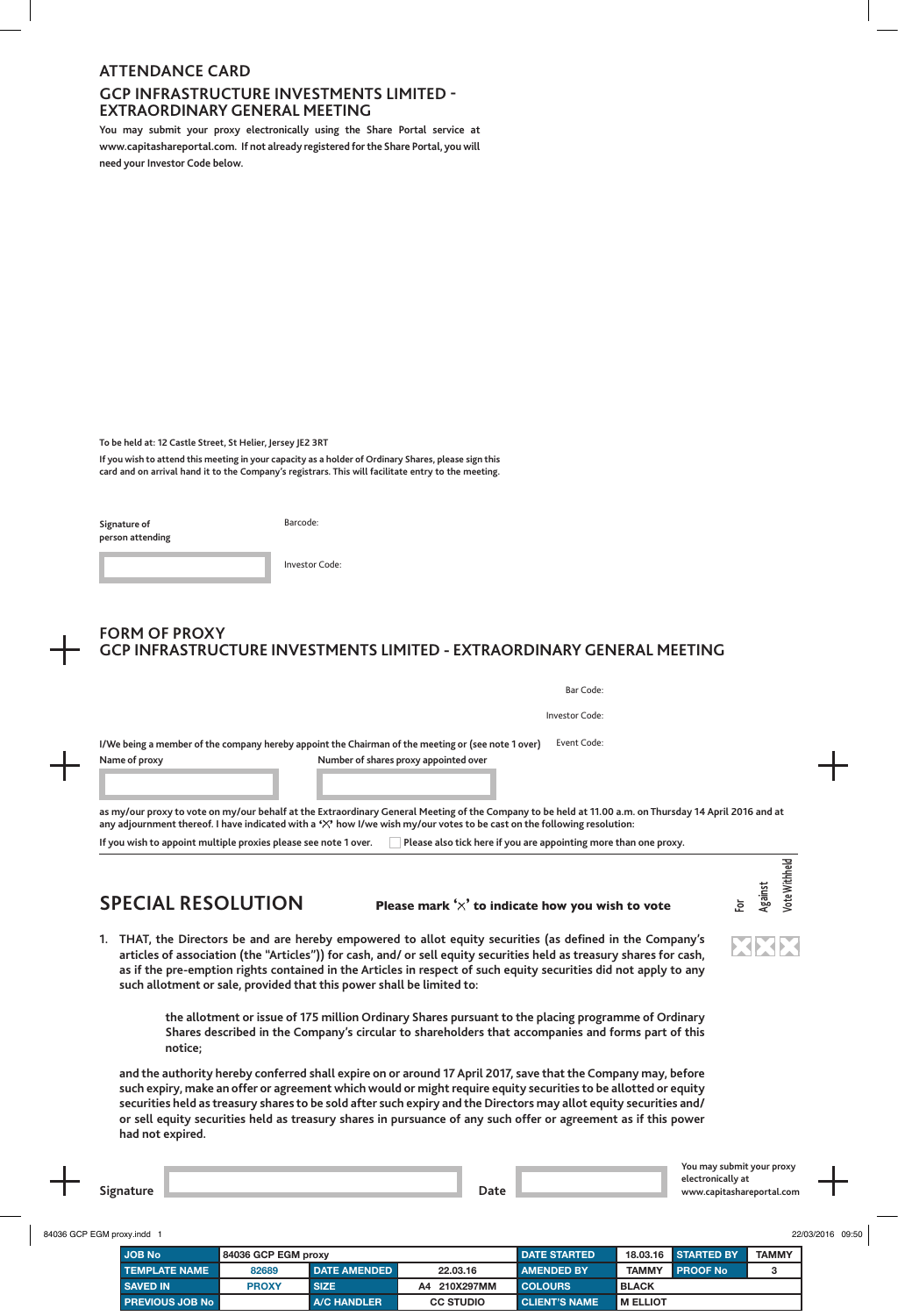## ATTENDANCE CARD

## GCP INFRASTRUCTURE INVESTMENTS LIMITED - EXTRAORDINARY GENERAL MEETING

**You may submit your proxy electronically using the Share Portal service at www.capitashareportal.com. If not already registered for the Share Portal, you will need your Investor Code below.**

**To be held at: 12 Castle Street, St Helier, Jersey JE2 3RT**

**If you wish to attend this meeting in your capacity as a holder of Ordinary Shares, please sign this card and on arrival hand it to the Company's registrars. This will facilitate entry to the meeting.**

**Signature of person attending**

Barcode:

Investor Code:

## FORM OF PROXY

## GCP INFRASTRUCTURE INVESTMENTS LIMITED - EXTRAORDINARY GENERAL MEETING

Bar Code:

Investor Code:

Event Code:

**I/We being a member of the company hereby appoint the Chairman of the meeting or (see note 1 over)**

**Name of proxy** | **Number of shares proxy appointed over**

**as my/our proxy to vote on my/our behalf at the Extraordinary General Meeting of the Company to be held at 11.00 a.m. on Thursday 14 April 2016 and at any adjournment thereof. I have indicated with a '✕' how I/we wish my/our votes to be cast on the following resolution:**

**If you wish to appoint multiple proxies please see note 1 over.** ☐ **Please also tick here if you are appointing more than one proxy.**

## SPECIAL RESOLUTION

**Please mark '✕' to indicate how you wish to vote**

| | For | Against | Vote Withheld |
|---|---|---|---|
| 1. | ☐ | ☐ | ☐ |

1. **THAT, the Directors be and are hereby empowered to allot equity securities (as defined in the Company's articles of association (the "Articles")) for cash, and/ or sell equity securities held as treasury shares for cash, as if the pre-emption rights contained in the Articles in respect of such equity securities did not apply to any such allotment or sale, provided that this power shall be limited to:**

   **the allotment or issue of 175 million Ordinary Shares pursuant to the placing programme of Ordinary Shares described in the Company's circular to shareholders that accompanies and forms part of this notice;**

   **and the authority hereby conferred shall expire on or around 17 April 2017, save that the Company may, before such expiry, make an offer or agreement which would or might require equity securities to be allotted or equity securities held as treasury shares to be sold after such expiry and the Directors may allot equity securities and/ or sell equity securities held as treasury shares in pursuance of any such offer or agreement as if this power had not expired.**

**Signature** | **Date**

**You may submit your proxy electronically at www.capitashareportal.com**

| JOB No | 84036 GCP EGM proxy | | | DATE STARTED | 18.03.16 | STARTED BY | TAMMY |
|---|---|---|---|---|---|---|---|
| TEMPLATE NAME | 82689 | DATE AMENDED | 22.03.16 | AMENDED BY | TAMMY | PROOF No | 3 |
| SAVED IN | PROXY | SIZE | A4 210X297MM | COLOURS | BLACK | | |
| PREVIOUS JOB No | | A/C HANDLER | CC STUDIO | CLIENT'S NAME | M ELLIOT | | |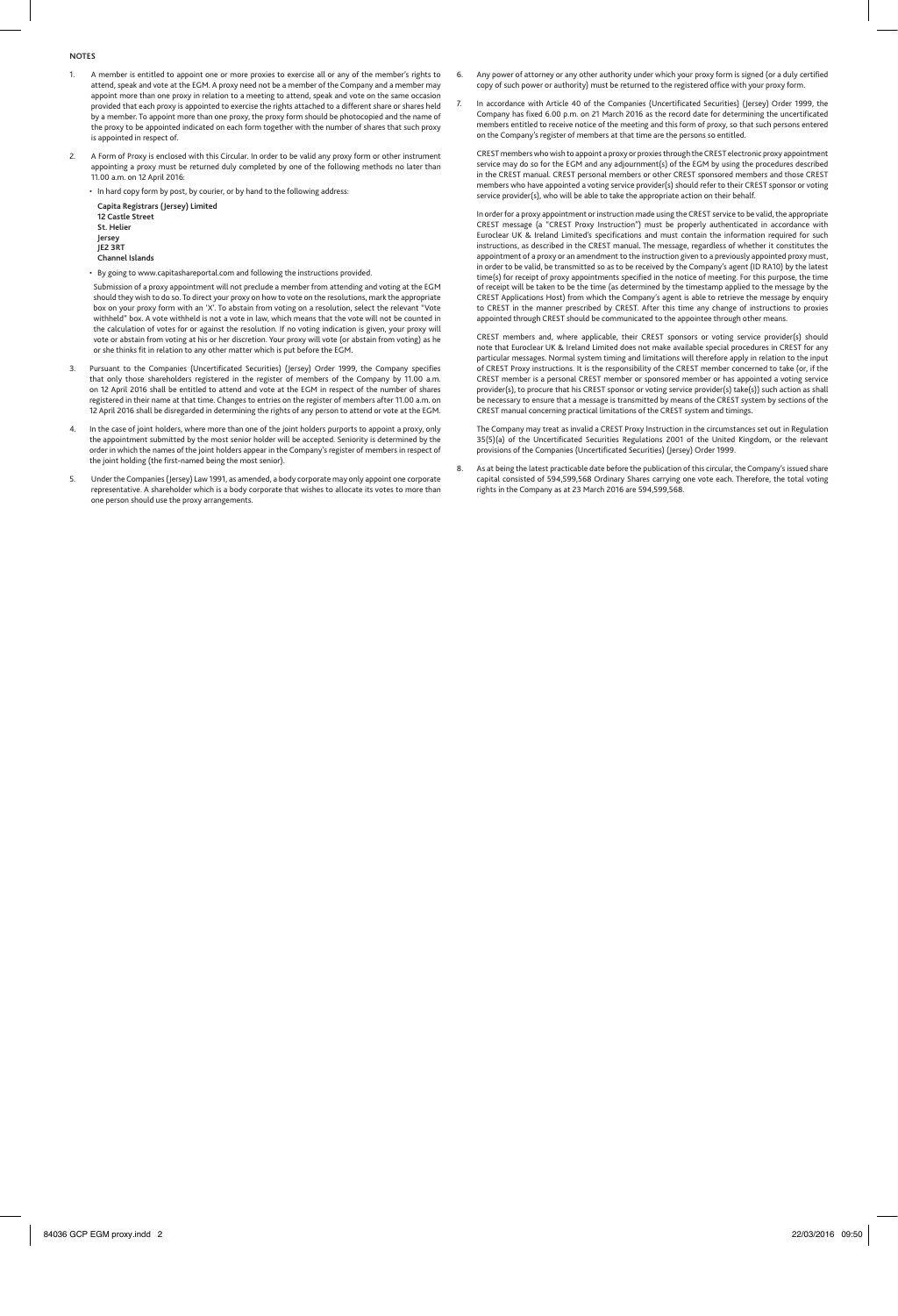NOTES

1. A member is entitled to appoint one or more proxies to exercise all or any of the member's rights to attend, speak and vote at the EGM. A proxy need not be a member of the Company and a member may appoint more than one proxy in relation to a meeting to attend, speak and vote on the same occasion provided that each proxy is appointed to exercise the rights attached to a different share or shares held by a member. To appoint more than one proxy, the proxy form should be photocopied and the name of the proxy to be appointed indicated on each form together with the number of shares that such proxy is appointed in respect of.

2. A Form of Proxy is enclosed with this Circular. In order to be valid any proxy form or other instrument appointing a proxy must be returned duly completed by one of the following methods no later than 11.00 a.m. on 12 April 2016:

   - In hard copy form by post, by courier, or by hand to the following address:

     **Capita Registrars (Jersey) Limited**
     **12 Castle Street**
     **St. Helier**
     **Jersey**
     **JE2 3RT**
     **Channel Islands**

   - By going to www.capitashareportal.com and following the instructions provided.

   Submission of a proxy appointment will not preclude a member from attending and voting at the EGM should they wish to do so. To direct your proxy on how to vote on the resolutions, mark the appropriate box on your proxy form with an 'X'. To abstain from voting on a resolution, select the relevant "Vote withheld" box. A vote withheld is not a vote in law, which means that the vote will not be counted in the calculation of votes for or against the resolution. If no voting indication is given, your proxy will vote or abstain from voting at his or her discretion. Your proxy will vote (or abstain from voting) as he or she thinks fit in relation to any other matter which is put before the EGM.

3. Pursuant to the Companies (Uncertificated Securities) (Jersey) Order 1999, the Company specifies that only those shareholders registered in the register of members of the Company by 11.00 a.m. on 12 April 2016 shall be entitled to attend and vote at the EGM in respect of the number of shares registered in their name at that time. Changes to entries on the register of members after 11.00 a.m. on 12 April 2016 shall be disregarded in determining the rights of any person to attend or vote at the EGM.

4. In the case of joint holders, where more than one of the joint holders purports to appoint a proxy, only the appointment submitted by the most senior holder will be accepted. Seniority is determined by the order in which the names of the joint holders appear in the Company's register of members in respect of the joint holding (the first-named being the most senior).

5. Under the Companies (Jersey) Law 1991, as amended, a body corporate may only appoint one corporate representative. A shareholder which is a body corporate that wishes to allocate its votes to more than one person should use the proxy arrangements.

6. Any power of attorney or any other authority under which your proxy form is signed (or a duly certified copy of such power or authority) must be returned to the registered office with your proxy form.

7. In accordance with Article 40 of the Companies (Uncertificated Securities) (Jersey) Order 1999, the Company has fixed 6.00 p.m. on 21 March 2016 as the record date for determining the uncertificated members entitled to receive notice of the meeting and this form of proxy, so that such persons entered on the Company's register of members at that time are the persons so entitled.

   CREST members who wish to appoint a proxy or proxies through the CREST electronic proxy appointment service may do so for the EGM and any adjournment(s) of the EGM by using the procedures described in the CREST manual. CREST personal members or other CREST sponsored members and those CREST members who have appointed a voting service provider(s) should refer to their CREST sponsor or voting service provider(s), who will be able to take the appropriate action on their behalf.

   In order for a proxy appointment or instruction made using the CREST service to be valid, the appropriate CREST message (a "CREST Proxy Instruction") must be properly authenticated in accordance with Euroclear UK & Ireland Limited's specifications and must contain the information required for such instructions, as described in the CREST manual. The message, regardless of whether it constitutes the appointment of a proxy or an amendment to the instruction given to a previously appointed proxy must, in order to be valid, be transmitted so as to be received by the Company's agent (ID RA10) by the latest time(s) for receipt of proxy appointments specified in the notice of meeting. For this purpose, the time of receipt will be taken to be the time (as determined by the timestamp applied to the message by the CREST Applications Host) from which the Company's agent is able to retrieve the message by enquiry to CREST in the manner prescribed by CREST. After this time any change of instructions to proxies appointed through CREST should be communicated to the appointee through other means.

   CREST members and, where applicable, their CREST sponsors or voting service provider(s) should note that Euroclear UK & Ireland Limited does not make available special procedures in CREST for any particular messages. Normal system timing and limitations will therefore apply in relation to the input of CREST Proxy instructions. It is the responsibility of the CREST member concerned to take (or, if the CREST member is a personal CREST member or sponsored member or has appointed a voting service provider(s), to procure that his CREST sponsor or voting service provider(s) take(s)) such action as shall be necessary to ensure that a message is transmitted by means of the CREST system by sections of the CREST manual concerning practical limitations of the CREST system and timings.

   The Company may treat as invalid a CREST Proxy Instruction in the circumstances set out in Regulation 35(5)(a) of the Uncertificated Securities Regulations 2001 of the United Kingdom, or the relevant provisions of the Companies (Uncertificated Securities) (Jersey) Order 1999.

8. As at being the latest practicable date before the publication of this circular, the Company's issued share capital consisted of 594,599,568 Ordinary Shares carrying one vote each. Therefore, the total voting rights in the Company as at 23 March 2016 are 594,599,568.